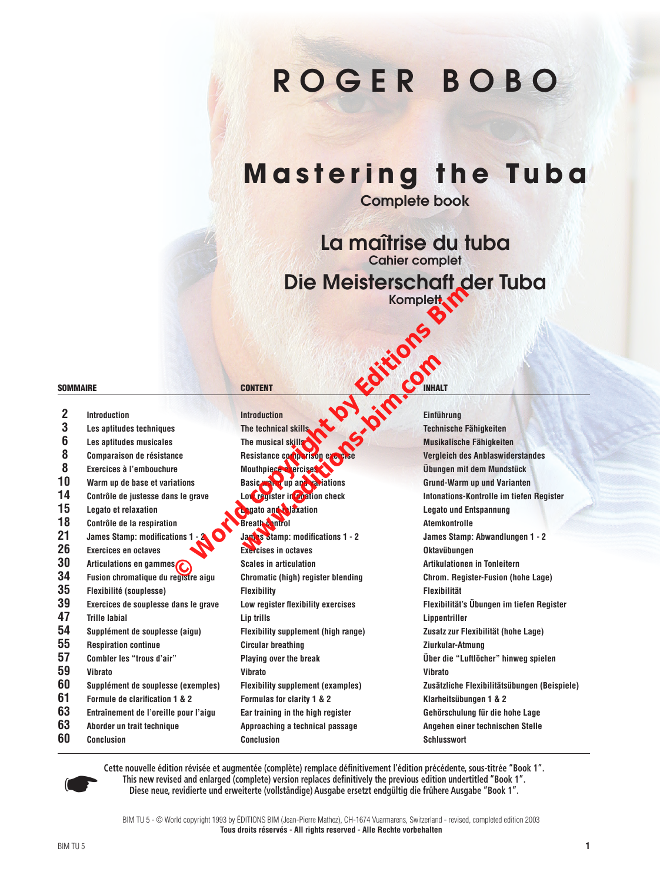# ROGER BOBO

# Mastering the Tuba

## Complete book

## La maîtrise du tuba

### Cahier complet

## Die Meisterschaft der Tuba

### Komplett

© World copyright by Editions Bim
www.editions-bim.com

| | SOMMAIRE | CONTENT | INHALT |
|---|---|---|---|
| 2 | Introduction | Introduction | Einführung |
| 3 | Les aptitudes techniques | The technical skills | Technische Fähigkeiten |
| 6 | Les aptitudes musicales | The musical skills | Musikalische Fähigkeiten |
| 8 | Comparaison de résistance | Resistance comparison exercise | Vergleich des Anblaswiderstandes |
| 8 | Exercices à l'embouchure | Mouthpiece exercises | Übungen mit dem Mundstück |
| 10 | Warm up de base et variations | Basic warm up and variations | Grund-Warm up und Varianten |
| 14 | Contrôle de justesse dans le grave | Low register intonation check | Intonations-Kontrolle im tiefen Register |
| 15 | Legato et relaxation | Legato and relaxation | Legato und Entspannung |
| 18 | Contrôle de la respiration | Breath control | Atemkontrolle |
| 21 | James Stamp: modifications 1 - 2 | James Stamp: modifications 1 - 2 | James Stamp: Abwandlungen 1 - 2 |
| 26 | Exercices en octaves | Exercises in octaves | Oktavübungen |
| 30 | Articulations en gammes | Scales in articulation | Artikulationen in Tonleitern |
| 34 | Fusion chromatique du registre aigu | Chromatic (high) register blending | Chrom. Register-Fusion (hohe Lage) |
| 35 | Flexibilité (souplesse) | Flexibility | Flexibilität |
| 39 | Exercices de souplesse dans le grave | Low register flexibility exercises | Flexibilität's Übungen im tiefen Register |
| 47 | Trille labial | Lip trills | Lippentriller |
| 54 | Supplément de souplesse (aigu) | Flexibility supplement (high range) | Zusatz zur Flexibilität (hohe Lage) |
| 55 | Respiration continue | Circular breathing | Ziurkular-Atmung |
| 57 | Combler les "trous d'air" | Playing over the break | Über die "Luftlöcher" hinweg spielen |
| 59 | Vibrato | Vibrato | Vibrato |
| 60 | Supplément de souplesse (exemples) | Flexibility supplement (examples) | Zusätzliche Flexibilitätsübungen (Beispiele) |
| 61 | Formule de clarification 1 & 2 | Formulas for clarity 1 & 2 | Klarheitsübungen 1 & 2 |
| 63 | Entraînement de l'oreille pour l'aigu | Ear training in the high register | Gehörschulung für die hohe Lage |
| 63 | Aborder un trait technique | Approaching a technical passage | Angehen einer technischen Stelle |
| 60 | Conclusion | Conclusion | Schlusswort |

☛ Cette nouvelle édition révisée et augmentée (complète) remplace définitivement l'édition précédente, sous-titrée "Book 1".
This new revised and enlarged (complete) version replaces definitively the previous edition undertitled "Book 1".
Diese neue, revidierte und erweiterte (vollständige) Ausgabe ersetzt endgültig die frühere Ausgabe "Book 1".

BIM TU 5 - © World copyright 1993 by ÉDITIONS BIM (Jean-Pierre Mathez), CH-1674 Vuarmarens, Switzerland - revised, completed edition 2003
**Tous droits réservés - All rights reserved - Alle Rechte vorbehalten**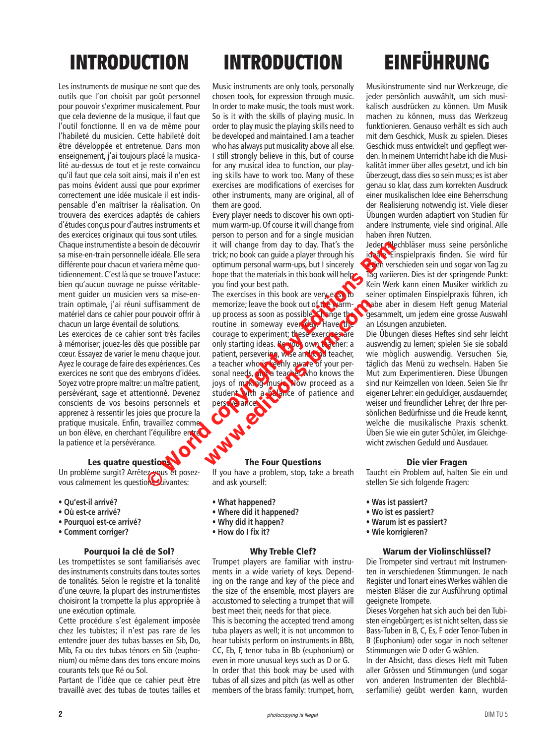# INTRODUCTION

Les instruments de musique ne sont que des outils que l'on choisit par goût personnel pour pouvoir s'exprimer musicalement. Pour que cela devienne de la musique, il faut que l'outil fonctionne. Il en va de même pour l'habileté du musicien. Cette habileté doit être développée et entretenue. Dans mon enseignement, j'ai toujours placé la musicalité au-dessus de tout et je reste convaincu qu'il faut que cela soit ainsi, mais il n'en est pas moins évident aussi que pour exprimer correctement une idée musicale il est indispensable d'en maîtriser la réalisation. On trouvera des exercices adaptés de cahiers d'études conçus pour d'autres instruments et des exercices originaux qui tous sont utiles.

Chaque instrumentiste a besoin de découvrir sa mise-en-train personnelle idéale. Elle sera différente pour chacun et variera même quotidiennement. C'est là que se trouve l'astuce: bien qu'aucun ouvrage ne puisse véritablement guider un musicien vers sa mise-en-train optimale, j'ai réuni suffisamment de matériel dans ce cahier pour pouvoir offrir à chacun un large éventail de solutions.

Les exercices de ce cahier sont très faciles à mémoriser; jouez-les dès que possible par cœur. Essayez de varier le menu chaque jour. Ayez le courage de faire des expériences. Ces exercices ne sont que des embryons d'idées. Soyez votre propre maître: un maître patient, persévérant, sage et attentionné. Devenez conscients de vos besoins personnels et apprenez à ressentir les joies que procure la pratique musicale. Enfin, travaillez comme un bon élève, en cherchant l'équilibre entre la patience et la persévérance.

### Les quatre questions

Un problème surgit? Arrêtez-vous et posez-vous calmement les questions suivantes:

- **Qu'est-il arrivé?**
- **Où est-ce arrivé?**
- **Pourquoi est-ce arrivé?**
- **Comment corriger?**

### Pourquoi la clé de Sol?

Les trompettistes se sont familiarisés avec des instruments construits dans toutes sortes de tonalités. Selon le registre et la tonalité d'une œuvre, la plupart des instrumentistes choisiront la trompette la plus appropriée à une exécution optimale.

Cette procédure s'est également imposée chez les tubistes; il n'est pas rare de les entendre jouer des tubas basses en Sib, Do, Mib, Fa ou des tubas ténors en Sib (euphonium) ou même dans des tons encore moins courants tels que Ré ou Sol.

Partant de l'idée que ce cahier peut être travaillé avec des tubas de toutes tailles et

# INTRODUCTION

Music instruments are only tools, personally chosen tools, for expression through music. In order to make music, the tools must work. So is it with the skills of playing music. In order to play music the playing skills need to be developed and maintained. I am a teacher who has always put musicality above all else. I still strongly believe in this, but of course for any musical idea to function, our playing skills have to work too. Many of these exercises are modifications of exercises for other instruments, many are original, all of them are good.

Every player needs to discover his own optimum warm-up. Of course it will change from person to person and for a single musician it will change from day to day. That's the trick; no book can guide a player through his optimum personal warm-ups, but I sincerely hope that the materials in this book will help you find your best path.

The exercises in this book are very easy to memorize; leave the book out of the warm-up process as soon as possible. Change the routine in someway everyday. Have the courage to experiment; these exercises are only starting ideas. Be your own teacher: a patient, persevering, wise and kind teacher, a teacher who is keenly aware of your personal needs, and a teacher who knows the joys of making music. Now proceed as a student with a balance of patience and perseverance.

### The Four Questions

If you have a problem, stop, take a breath and ask yourself:

- **What happened?**
- **Where did it happened?**
- **Why did it happen?**
- **How do I fix it?**

### Why Treble Clef?

Trumpet players are familiar with instruments in a wide variety of keys. Depending on the range and key of the piece and the size of the ensemble, most players are accustomed to selecting a trumpet that will best meet their, needs for that piece.

This is becoming the accepted trend among tuba players as well; it is not uncommon to hear tubists perform on instruments in BBb, CC, Eb, F, tenor tuba in Bb (euphonium) or even in more unusual keys such as D or G.

In order that this book may be used with tubas of all sizes and pitch (as well as other members of the brass family: trumpet, horn,

# EINFÜHRUNG

Musikinstrumente sind nur Werkzeuge, die jeder persönlich auswählt, um sich musikalisch ausdrücken zu können. Um Musik machen zu können, muss das Werkzeug funktionieren. Genauso verhält es sich auch mit dem Geschick, Musik zu spielen. Dieses Geschick muss entwickelt und gepflegt werden. In meinem Unterricht habe ich die Musikalität immer über alles gesetzt, und ich bin überzeugt, dass dies so sein muss; es ist aber genau so klar, dass zum korrekten Ausdruck einer musikalischen Idee eine Beherrschung der Realisierung notwendig ist. Viele dieser Übungen wurden adaptiert von Studien für andere Instrumente, viele sind original. Alle haben ihren Nutzen.

Jeder Blechbläser muss seine persönliche ideale Einspielpraxis finden. Sie wird für jeden verschieden sein und sogar von Tag zu Tag variieren. Dies ist der springende Punkt: Kein Werk kann einen Musiker wirklich zu seiner optimalen Einspielpraxis führen, ich habe aber in diesem Heft genug Material gesammelt, um jedem eine grosse Auswahl an Lösungen anzubieten.

Die Übungen dieses Heftes sind sehr leicht auswendig zu lernen; spielen Sie sie sobald wie möglich auswendig. Versuchen Sie, täglich das Menü zu wechseln. Haben Sie Mut zum Experimentieren. Diese Übungen sind nur Keimzellen von Ideen. Seien Sie Ihr eigener Lehrer: ein geduldiger, ausdauernder, weiser und freundlicher Lehrer, der Ihre persönlichen Bedürfnisse und die Freude kennt, welche die musikalische Praxis schenkt. Üben Sie wie ein guter Schüler, im Gleichgewicht zwischen Geduld und Ausdauer.

### Die vier Fragen

Taucht ein Problem auf, halten Sie ein und stellen Sie sich folgende Fragen:

- **Was ist passiert?**
- **Wo ist es passiert?**
- **Warum ist es passiert?**
- **Wie korrigieren?**

### Warum der Violinschlüssel?

Die Trompeter sind vertraut mit Instrumenten in verschiedenen Stimmungen. Je nach Register und Tonart eines Werkes wählen die meisten Bläser die zur Ausführung optimal geeignete Trompete.

Dieses Vorgehen hat sich auch bei den Tubisten eingebürgert; es ist nicht selten, dass sie Bass-Tuben in B, C, Es, F oder Tenor-Tuben in B (Euphonium) oder sogar in noch seltener Stimmungen wie D oder G wählen.

In der Absicht, dass dieses Heft mit Tuben aller Grössen und Stimmungen (und sogar von anderen Instrumenten der Blechbläserfamilie) geübt werden kann, wurden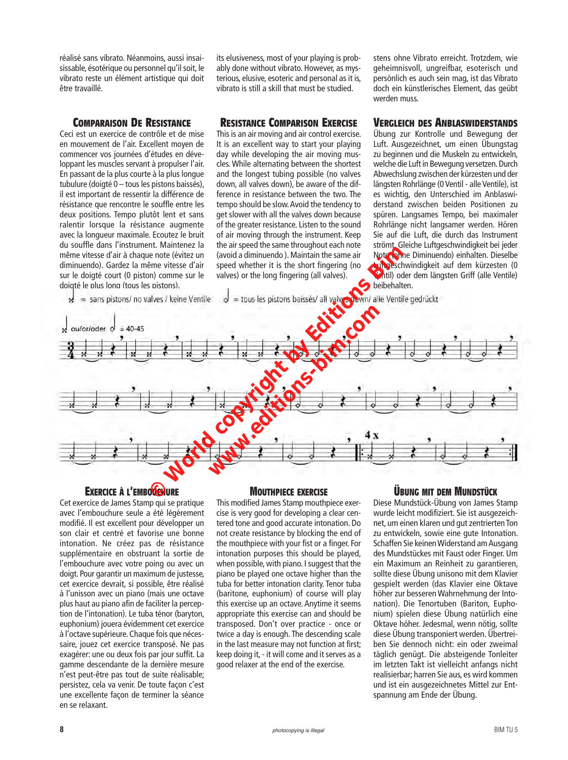réalisé sans vibrato. Néanmoins, aussi insaisissable, ésotérique ou personnel qu'il soit, le vibrato reste un élément artistique qui doit être travaillé.

its elusiveness, most of your playing is probably done without vibrato. However, as mysterious, elusive, esoteric and personal as it is, vibrato is still a skill that must be studied.

stens ohne Vibrato erreicht. Trotzdem, wie geheimnisvoll, ungreifbar, esoterisch und persönlich es auch sein mag, ist das Vibrato doch ein künstlerisches Element, das geübt werden muss.

## Comparaison De Resistance

Ceci est un exercice de contrôle et de mise en mouvement de l'air. Excellent moyen de commencer vos journées d'études en développant les muscles servant à propulser l'air. En passant de la plus courte à la plus longue tubulure (doigté 0 – tous les pistons baissés), il est important de ressentir la différence de résistance que rencontre le souffle entre les deux positions. Tempo plutôt lent et sans ralentir lorsque la résistance augmente avec la longueur maximale. Ecoutez le bruit du souffle dans l'instrument. Maintenez la même vitesse d'air à chaque note (évitez un diminuendo). Gardez la même vitesse d'air sur le doigté court (0 piston) comme sur le doigté le plus long (tous les pistons).

## Resistance Comparison Exercise

This is an air moving and air control exercise. It is an excellent way to start your playing day while developing the air moving muscles. While alternating between the shortest and the longest tubing possible (no valves down, all valves down), be aware of the difference in resistance between the two. The tempo should be slow. Avoid the tendency to get slower with all the valves down because of the greater resistance. Listen to the sound of air moving through the instrument. Keep the air speed the same throughout each note (avoid a diminuendo). Maintain the same air speed whether it is the short fingering (no valves) or the long fingering (all valves).

## Vergleich des Anblaswiderstands

Übung zur Kontrolle und Bewegung der Luft. Ausgezeichnet, um einen Übungstag zu beginnen und die Muskeln zu entwickeln, welche die Luft in Bewegung versetzen. Durch Abwechslung zwischen der kürzesten und der längsten Rohrlänge (0 Ventil - alle Ventile), ist es wichtig, den Unterschied im Anblaswiderstand zwischen beiden Positionen zu spüren. Langsames Tempo, bei maximaler Rohrlänge nicht langsamer werden. Hören Sie auf die Luft, die durch das Instrument strömt. Gleiche Luftgeschwindigkeit bei jeder Note (ohne Diminuendo) einhalten. Dieselbe Luftgeschwindigkeit auf dem kürzesten (0 Ventil) oder dem längsten Griff (alle Ventile) beibehalten.

= sans pistons/ no valves / keine Ventile   = tous les pistons baissés/ all valves down/ alle Ventile gedrückt

ou/or/oder = 40-45

4 x

## Exercice à l'embouchure

Cet exercice de James Stamp qui se pratique avec l'embouchure seule a été légèrement modifié. Il est excellent pour développer un son clair et centré et favorise une bonne intonation. Ne créez pas de résistance supplémentaire en obstruant la sortie de l'embouchure avec votre poing ou avec un doigt. Pour garantir un maximum de justesse, cet exercice devrait, si possible, être réalisé à l'unisson avec un piano (mais une octave plus haut au piano afin de faciliter la perception de l'intonation). Le tuba ténor (baryton, euphonium) jouera évidemment cet exercice à l'octave supérieure. Chaque fois que nécessaire, jouez cet exercice transposé. Ne pas exagérer: une ou deux fois par jour suffit. La gamme descendante de la dernière mesure n'est peut-être pas tout de suite réalisable; persistez, cela va venir. De toute façon c'est une excellente façon de terminer la séance en se relaxant.

## Mouthpiece Exercise

This modified James Stamp mouthpiece exercise is very good for developing a clear centered tone and good accurate intonation. Do not create resistance by blocking the end of the mouthpiece with your fist or a finger. For intonation purposes this should be played, when possible, with piano. I suggest that the piano be played one octave higher than the tuba for better intonation clarity. Tenor tuba (baritone, euphonium) of course will play this exercise up an octave. Anytime it seems appropriate this exercise can and should be transposed. Don't over practice - once or twice a day is enough. The descending scale in the last measure may not function at first; keep doing it, - it will come and it serves as a good relaxer at the end of the exercise.

## Übung mit dem Mundstück

Diese Mundstück-Übung von James Stamp wurde leicht modifiziert. Sie ist ausgezeichnet, um einen klaren und gut zentrierten Ton zu entwickeln, sowie eine gute Intonation. Schaffen Sie keinen Widerstand am Ausgang des Mundstückes mit Faust oder Finger. Um ein Maximum an Reinheit zu garantieren, sollte diese Übung unisono mit dem Klavier gespielt werden (das Klavier eine Oktave höher zur besseren Wahrnehmung der Intonation). Die Tenortuben (Bariton, Euphonium) spielen diese Übung natürlich eine Oktave höher. Jedesmal, wenn nötig, sollte diese Übung transponiert werden. Übertreiben Sie dennoch nicht: ein oder zweimal täglich genügt. Die absteigende Tonleiter im letzten Takt ist vielleicht anfangs nicht realisierbar; harren Sie aus, es wird kommen und ist ein ausgezeichnetes Mittel zur Entspannung am Ende der Übung.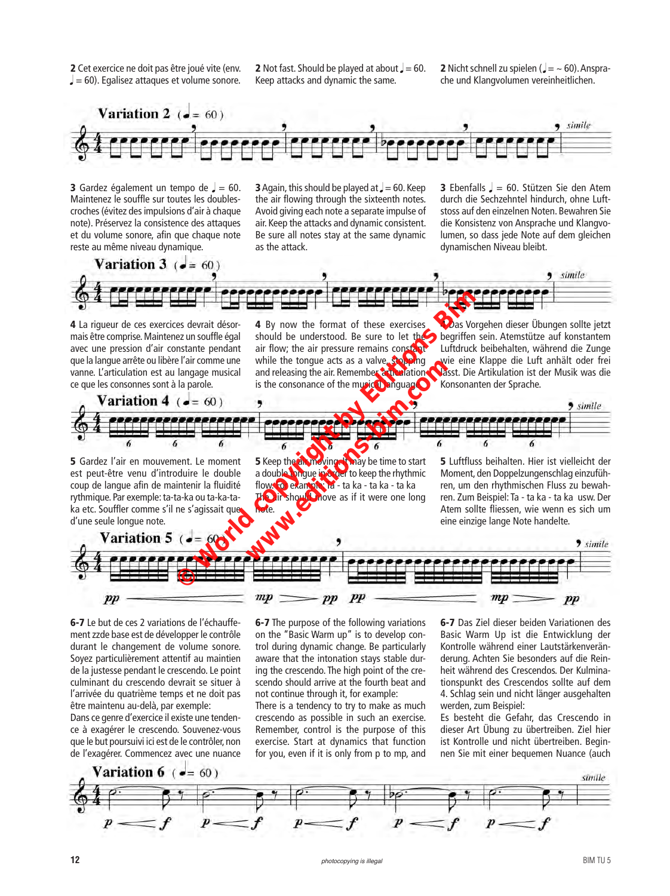**2** Cet exercice ne doit pas être joué vite (env. ♩ = 60). Egalisez attaques et volume sonore.

**2** Not fast. Should be played at about ♩ = 60. Keep attacks and dynamic the same.

**2** Nicht schnell zu spielen (♩ = ~ 60). Ansprache und Klangvolumen vereinheitlichen.

**Variation 2** (♩ = 60)

**3** Gardez également un tempo de ♩ = 60. Maintenez le souffle sur toutes les doubles-croches (évitez des impulsions d'air à chaque note). Préservez la consistence des attaques et du volume sonore, afin que chaque note reste au même niveau dynamique.

**3** Again, this should be played at ♩ = 60. Keep the air flowing through the sixteenth notes. Avoid giving each note a separate impulse of air. Keep the attacks and dynamic consistent. Be sure all notes stay at the same dynamic as the attack.

**3** Ebenfalls ♩ = 60. Stützen Sie den Atem durch die Sechzehntel hindurch, ohne Luftstoss auf den einzelnen Noten. Bewahren Sie die Konsistenz von Ansprache und Klangvolumen, so dass jede Note auf dem gleichen dynamischen Niveau bleibt.

**Variation 3** (♩ = 60)

**4** La rigueur de ces exercices devrait désormais être comprise. Maintenez un souffle égal avec une pression d'air constante pendant que la langue arrête ou libère l'air comme une vanne. L'articulation est au langage musical ce que les consonnes sont à la parole.

**4** By now the format of these exercises should be understood. Be sure to let the air flow; the air pressure remains constant while the tongue acts as a valve, stopping and releasing the air. Remember articulation is the consonance of the musical language.

**4** Das Vorgehen dieser Übungen sollte jetzt begriffen sein. Atemstütze auf konstantem Luftdruck beibehalten, während die Zunge wie eine Klappe die Luft anhält oder frei lässt. Die Artikulation ist der Musik was die Konsonanten der Sprache.

**Variation 4** (♩ = 60)

**5** Gardez l'air en mouvement. Le moment est peut-être venu d'introduire le double coup de langue afin de maintenir la fluidité rythmique. Par exemple: ta-ta-ka ou ta-ka-ta-ka etc. Souffler comme s'il ne s'agissait que d'une seule longue note.

**5** Keep the air moving. It may be time to start a double tongue in order to keep the rhythmic flow. For example: ta - ta ka - ta ka - ta ka The air should move as if it were one long note.

**5** Luftfluss beihalten. Hier ist vielleicht der Moment, den Doppelzungenschlag einzuführen, um den rhythmischen Fluss zu bewahren. Zum Beispiel: Ta - ta ka - ta ka usw. Der Atem sollte fliessen, wie wenn es sich um eine einzige lange Note handelte.

**Variation 5** (♩ = 60)

**6-7** Le but de ces 2 variations de l'échauffement zzde base est de développer le contrôle durant le changement de volume sonore. Soyez particulièrement attentif au maintien de la justesse pendant le crescendo. Le point culminant du crescendo devrait se situer à l'arrivée du quatrième temps et ne doit pas être maintenu au-delà, par exemple:
Dans ce genre d'exercice il existe une tendence à exagérer le crescendo. Souvenez-vous que le but poursuivi ici est de le contrôler, non de l'exagérer. Commencez avec une nuance

**6-7** The purpose of the following variations on the "Basic Warm up" is to develop control during dynamic change. Be particularly aware that the intonation stays stable during the crescendo. The high point of the crescendo should arrive at the fourth beat and not continue through it, for example:
There is a tendency to try to make as much crescendo as possible in such an exercise. Remember, control is the purpose of this exercise. Start at dynamics that function for you, even if it is only from p to mp, and

**6-7** Das Ziel dieser beiden Variationen des Basic Warm Up ist die Entwicklung der Kontrolle während einer Lautstärkenveränderung. Achten Sie besonders auf die Reinheit während des Crescendos. Der Kulminationspunkt des Crescendos sollte auf dem 4. Schlag sein und nicht länger ausgehalten werden, zum Beispiel:
Es besteht die Gefahr, das Crescendo in dieser Art Übung zu übertreiben. Ziel hier ist Kontrolle und nicht übertreiben. Beginnen Sie mit einer bequemen Nuance (auch

**Variation 6** (♩ = 60)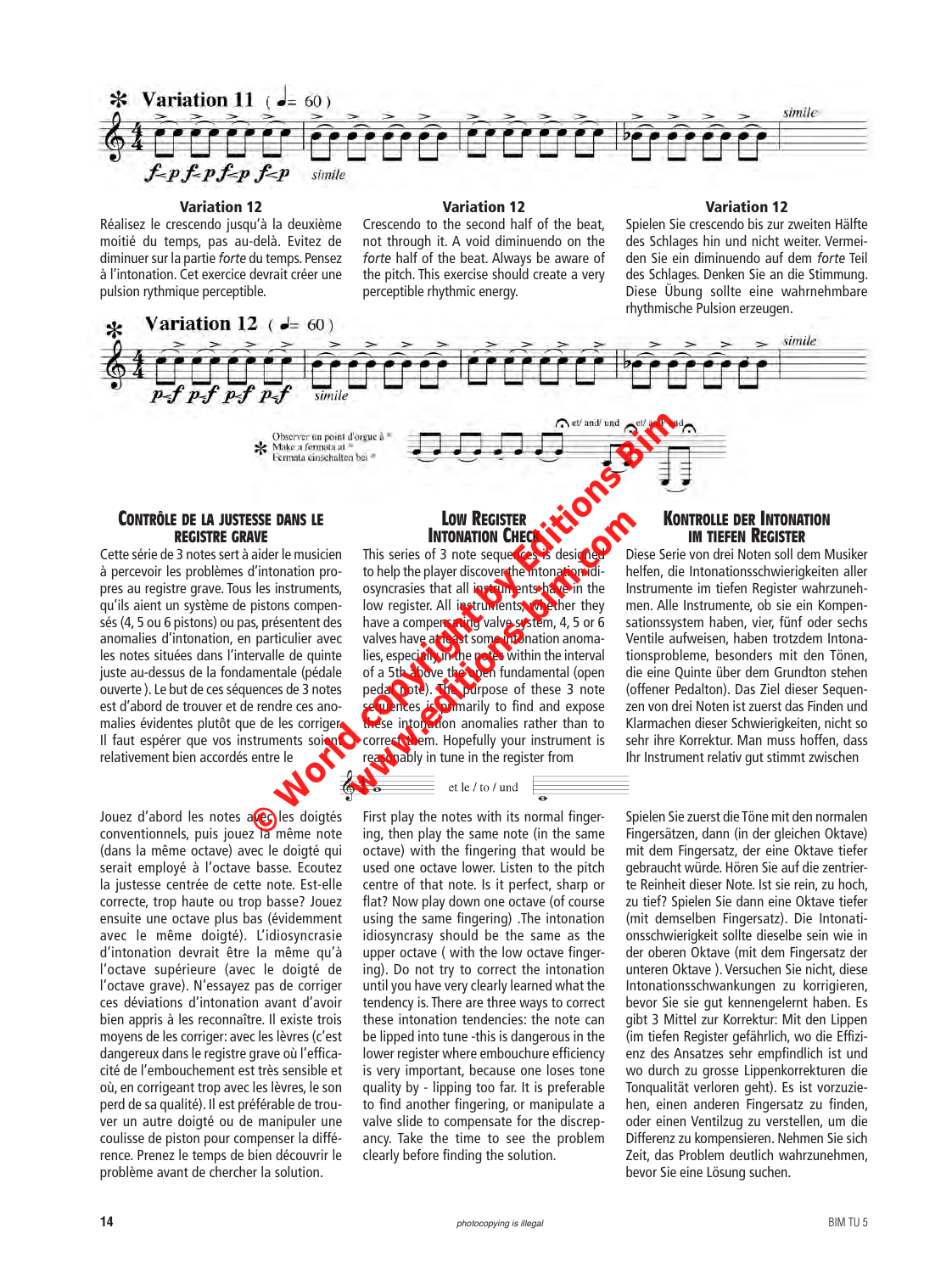**Variation 11** ( ♩= 60 )

*f-p f-p f-p f-p* simile

simile

### Variation 12

Réalisez le crescendo jusqu'à la deuxième moitié du temps, pas au-delà. Evitez de diminuer sur la partie *forte* du temps. Pensez à l'intonation. Cet exercice devrait créer une pulsion rythmique perceptible.

### Variation 12

Crescendo to the second half of the beat, not through it. A void diminuendo on the *forte* half of the beat. Always be aware of the pitch. This exercise should create a very perceptible rhythmic energy.

### Variation 12

Spielen Sie crescendo bis zur zweiten Hälfte des Schlages hin und nicht weiter. Vermeiden Sie ein diminuendo auf dem *forte* Teil des Schlages. Denken Sie an die Stimmung. Diese Übung sollte eine wahrnehmbare rhythmische Pulsion erzeugen.

**Variation 12** ( ♩= 60 )

*p-f p-f p-f p-f* simile

simile

✻ Observer un point d'orgue à ✻
Make a fermata at ✻
Fermata einschalten bei ✻

et/ and/ und — et/ and/ und

## Contrôle de la justesse dans le registre grave

Cette série de 3 notes sert à aider le musicien à percevoir les problèmes d'intonation propres au registre grave. Tous les instruments, qu'ils aient un système de pistons compensés (4, 5 ou 6 pistons) ou pas, présentent des anomalies d'intonation, en particulier avec les notes situées dans l'intervalle de quinte juste au-dessus de la fondamentale (pédale ouverte ). Le but de ces séquences de 3 notes est d'abord de trouver et de rendre ces anomalies évidentes plutôt que de les corriger. Il faut espérer que vos instruments soient relativement bien accordés entre le

## Low Register Intonation Check

This series of 3 note sequences is designed to help the player discover the intonation idiosyncrasies that all instruments have in the low register. All instruments, whether they have a compensating valve system, 4, 5 or 6 valves have at least some intonation anomalies, especially in the notes within the interval of a 5th above the open fundamental (open pedal note). The purpose of these 3 note sequences is primarily to find and expose these intonation anomalies rather than to correct them. Hopefully your instrument is reasonably in tune in the register from

## Kontrolle der Intonation im tiefen Register

Diese Serie von drei Noten soll dem Musiker helfen, die Intonationsschwierigkeiten aller Instrumente im tiefen Register wahrzunehmen. Alle Instrumente, ob sie ein Kompensationssystem haben, vier, fünf oder sechs Ventile aufweisen, haben trotzdem Intonationsprobleme, besonders mit den Tönen, die eine Quinte über dem Grundton stehen (offener Pedalton). Das Ziel dieser Sequenzen von drei Noten ist zuerst das Finden und Klarmachen dieser Schwierigkeiten, nicht so sehr ihre Korrektur. Man muss hoffen, dass Ihr Instrument relativ gut stimmt zwischen

et le / to / und

Jouez d'abord les notes avec les doigtés conventionnels, puis jouez la même note (dans la même octave) avec le doigté qui serait employé à l'octave basse. Ecoutez la justesse centrée de cette note. Est-elle correcte, trop haute ou trop basse? Jouez ensuite une octave plus bas (évidemment avec le même doigté). L'idiosyncrasie d'intonation devrait être la même qu'à l'octave supérieure (avec le doigté de l'octave grave). N'essayez pas de corriger ces déviations d'intonation avant d'avoir bien appris à les reconnaître. Il existe trois moyens de les corriger: avec les lèvres (c'est dangereux dans le registre grave où l'efficacité de l'embouchement est très sensible et où, en corrigeant trop avec les lèvres, le son perd de sa qualité). Il est préférable de trouver un autre doigté ou de manipuler une coulisse de piston pour compenser la différence. Prenez le temps de bien découvrir le problème avant de chercher la solution.

First play the notes with its normal fingering, then play the same note (in the same octave) with the fingering that would be used one octave lower. Listen to the pitch centre of that note. Is it perfect, sharp or flat? Now play down one octave (of course using the same fingering) .The intonation idiosyncrasy should be the same as the upper octave ( with the low octave fingering). Do not try to correct the intonation until you have very clearly learned what the tendency is. There are three ways to correct these intonation tendencies: the note can be lipped into tune -this is dangerous in the lower register where embouchure efficiency is very important, because one loses tone quality by - lipping too far. It is preferable to find another fingering, or manipulate a valve slide to compensate for the discrepancy. Take the time to see the problem clearly before finding the solution.

Spielen Sie zuerst die Töne mit den normalen Fingersätzen, dann (in der gleichen Oktave) mit dem Fingersatz, der eine Oktave tiefer gebraucht würde. Hören Sie auf die zentrierte Reinheit dieser Note. Ist sie rein, zu hoch, zu tief? Spielen Sie dann eine Oktave tiefer (mit demselben Fingersatz). Die Intonationsschwierigkeit sollte dieselbe sein wie in der oberen Oktave (mit dem Fingersatz der unteren Oktave ). Versuchen Sie nicht, diese Intonationsschwankungen zu korrigieren, bevor Sie sie gut kennengelernt haben. Es gibt 3 Mittel zur Korrektur: Mit den Lippen (im tiefen Register gefährlich, wo die Effizienz des Ansatzes sehr empfindlich ist und wo durch zu grosse Lippenkorrekturen die Tonqualität verloren geht). Es ist vorzuziehen, einen anderen Fingersatz zu finden, oder einen Ventilzug zu verstellen, um die Differenz zu kompensieren. Nehmen Sie sich Zeit, das Problem deutlich wahrzunehmen, bevor Sie eine Lösung suchen.

photocopying is illegal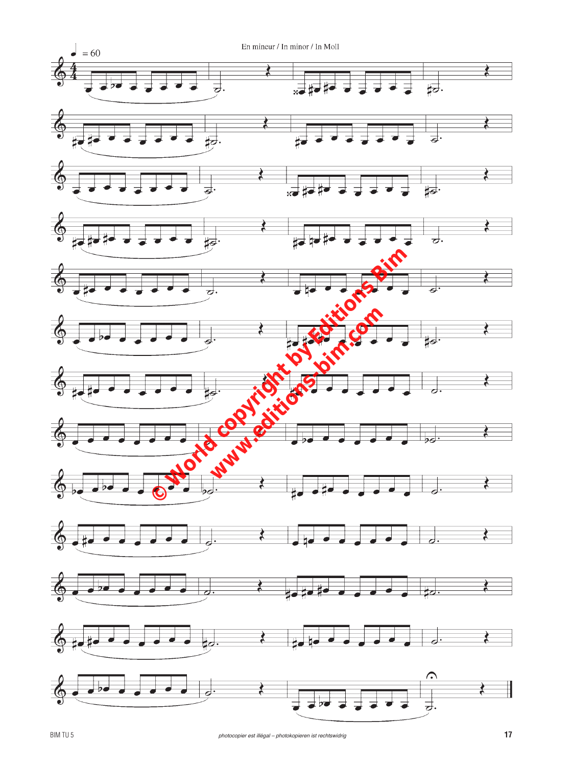En mineur / In minor / In Moll

♩ = 60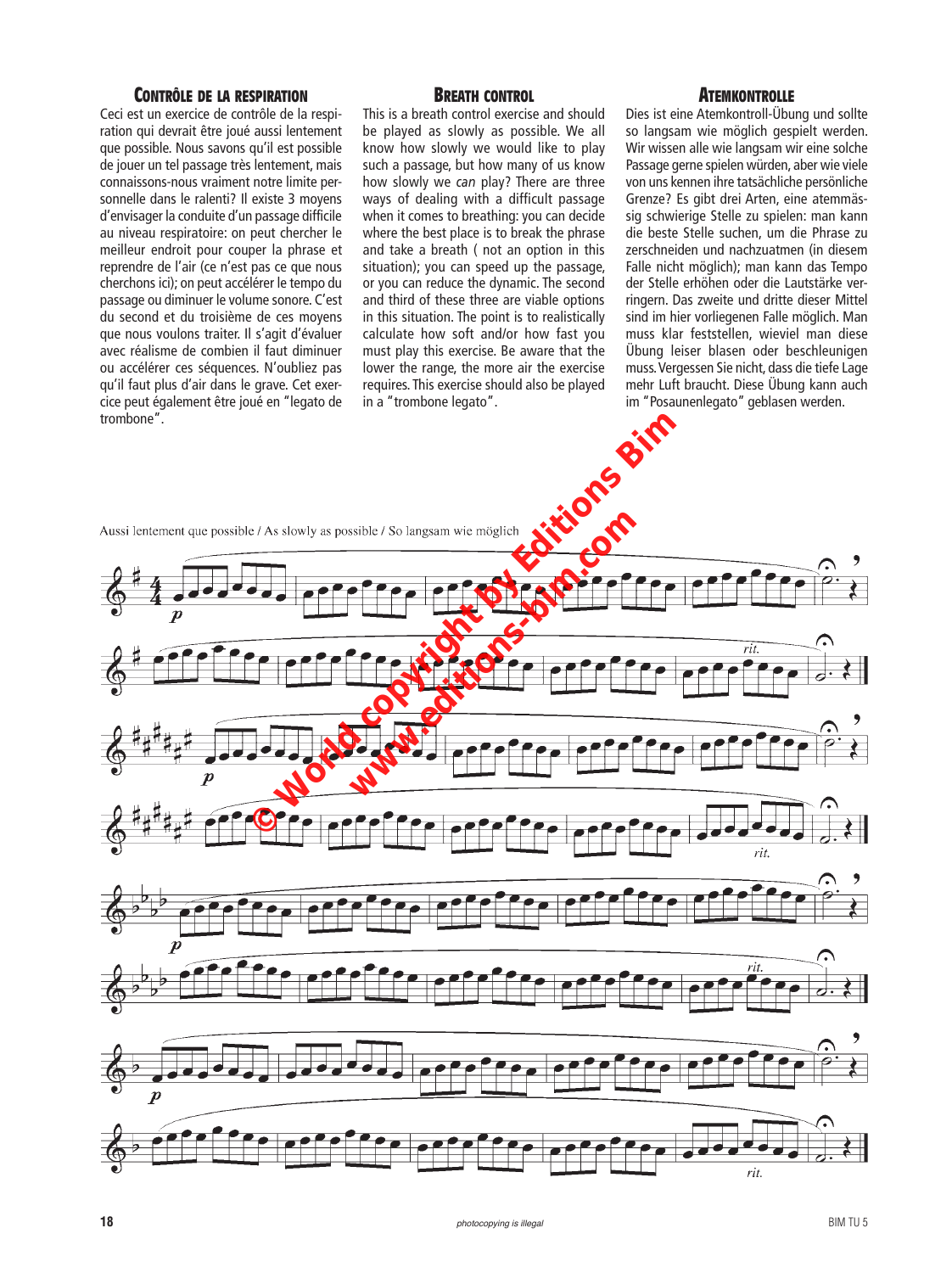## Contrôle de la respiration

Ceci est un exercice de contrôle de la respiration qui devrait être joué aussi lentement que possible. Nous savons qu'il est possible de jouer un tel passage très lentement, mais connaissons-nous vraiment notre limite personnelle dans le ralenti? Il existe 3 moyens d'envisager la conduite d'un passage difficile au niveau respiratoire: on peut chercher le meilleur endroit pour couper la phrase et reprendre de l'air (ce n'est pas ce que nous cherchons ici); on peut accélérer le tempo du passage ou diminuer le volume sonore. C'est du second et du troisième de ces moyens que nous voulons traiter. Il s'agit d'évaluer avec réalisme de combien il faut diminuer ou accélérer ces séquences. N'oubliez pas qu'il faut plus d'air dans le grave. Cet exercice peut également être joué en "legato de trombone".

## Breath control

This is a breath control exercise and should be played as slowly as possible. We all know how slowly we would like to play such a passage, but how many of us know how slowly we *can* play? There are three ways of dealing with a difficult passage when it comes to breathing: you can decide where the best place is to break the phrase and take a breath ( not an option in this situation); you can speed up the passage, or you can reduce the dynamic. The second and third of these three are viable options in this situation. The point is to realistically calculate how soft and/or how fast you must play this exercise. Be aware that the lower the range, the more air the exercise requires. This exercise should also be played in a "trombone legato".

## Atemkontrolle

Dies ist eine Atemkontroll-Übung und sollte so langsam wie möglich gespielt werden. Wir wissen alle wie langsam wir eine solche Passage gerne spielen würden, aber wie viele von uns kennen ihre tatsächliche persönliche Grenze? Es gibt drei Arten, eine atemmässig schwierige Stelle zu spielen: man kann die beste Stelle suchen, um die Phrase zu zerschneiden und nachzuatmen (in diesem Falle nicht möglich); man kann das Tempo der Stelle erhöhen oder die Lautstärke verringern. Das zweite und dritte dieser Mittel sind im hier vorliegenden Falle möglich. Man muss klar feststellen, wieviel man diese Übung leiser blasen oder beschleunigen muss. Vergessen Sie nicht, dass die tiefe Lage mehr Luft braucht. Diese Übung kann auch im "Posaunenlegato" geblasen werden.

Aussi lentement que possible / As slowly as possible / So langsam wie möglich

photocopying is illegal

BIM TU 5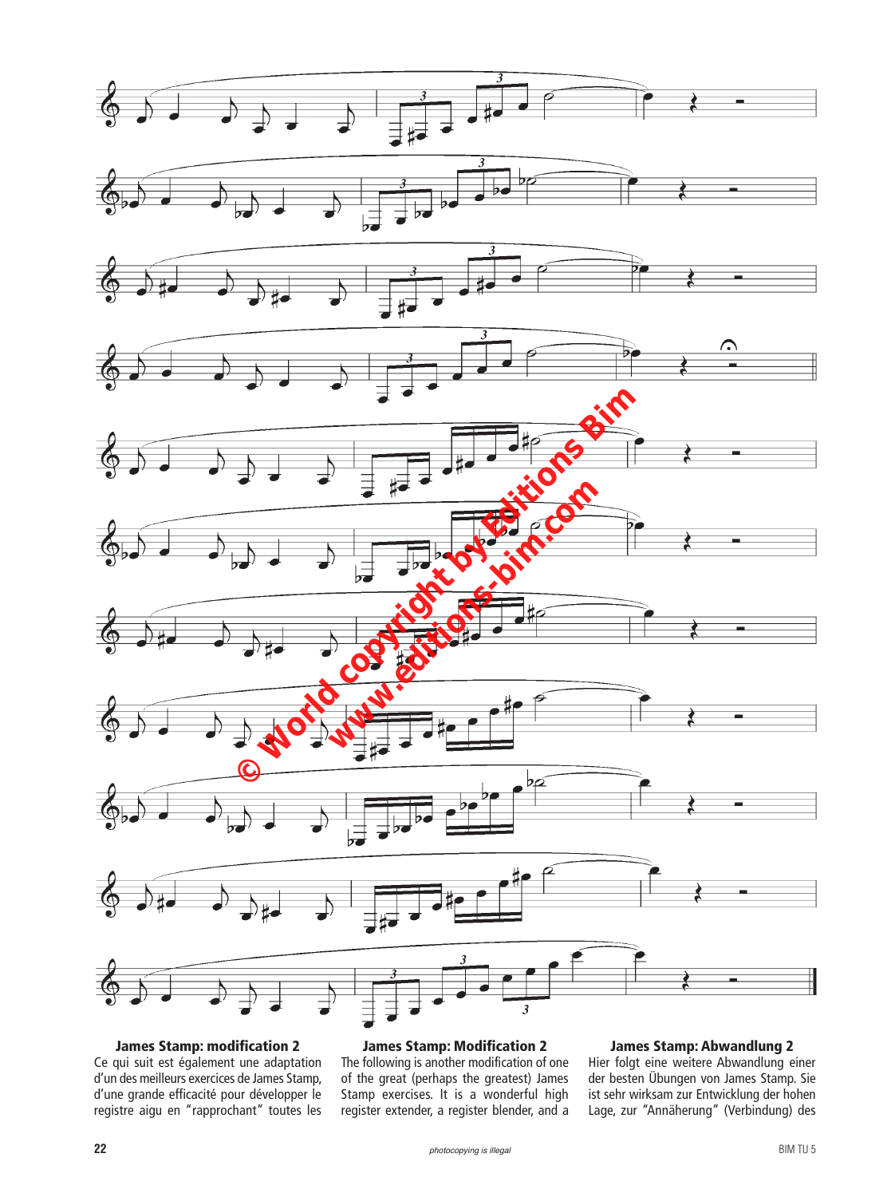**James Stamp: modification 2**
Ce qui suit est également une adaptation d'un des meilleurs exercices de James Stamp, d'une grande efficacité pour développer le registre aigu en "rapprochant" toutes les

**James Stamp: Modification 2**
The following is another modification of one of the great (perhaps the greatest) James Stamp exercises. It is a wonderful high register extender, a register blender, and a

**James Stamp: Abwandlung 2**
Hier folgt eine weitere Abwandlung einer der besten Übungen von James Stamp. Sie ist sehr wirksam zur Entwicklung der hohen Lage, zur "Annäherung" (Verbindung) des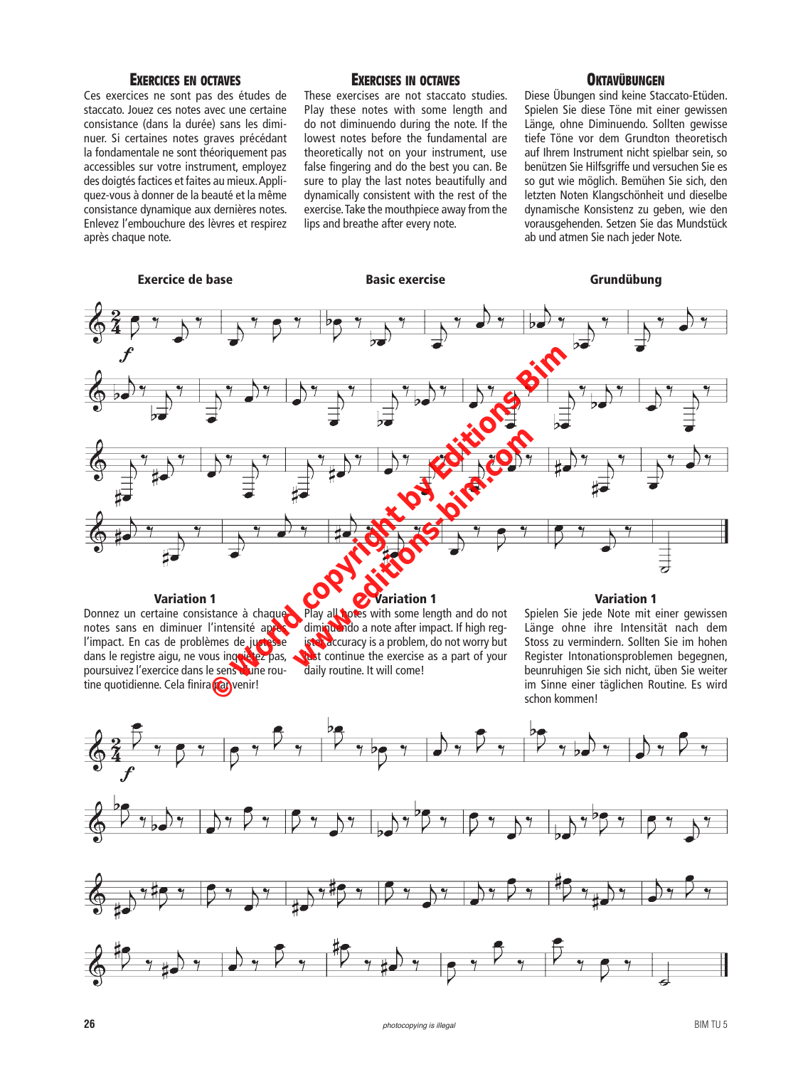### Exercices en octaves

Ces exercices ne sont pas des études de staccato. Jouez ces notes avec une certaine consistance (dans la durée) sans les diminuer. Si certaines notes graves précédant la fondamentale ne sont théoriquement pas accessibles sur votre instrument, employez des doigtés factices et faites au mieux. Appliquez-vous à donner de la beauté et la même consistance dynamique aux dernières notes. Enlevez l'embouchure des lèvres et respirez après chaque note.

### Exercises in octaves

These exercises are not staccato studies. Play these notes with some length and do not diminuendo during the note. If the lowest notes before the fundamental are theoretically not on your instrument, use false fingering and do the best you can. Be sure to play the last notes beautifully and dynamically consistent with the rest of the exercise. Take the mouthpiece away from the lips and breathe after every note.

### Oktavübungen

Diese Übungen sind keine Staccato-Etüden. Spielen Sie diese Töne mit einer gewissen Länge, ohne Diminuendo. Sollten gewisse tiefe Töne vor dem Grundton theoretisch auf Ihrem Instrument nicht spielbar sein, so benützen Sie Hilfsgriffe und versuchen Sie es so gut wie möglich. Bemühen Sie sich, den letzten Noten Klangschönheit und dieselbe dynamische Konsistenz zu geben, wie den vorausgehenden. Setzen Sie das Mundstück ab und atmen Sie nach jeder Note.

**Exercice de base** — **Basic exercise** — **Grundübung**

**Variation 1**

Donnez un certaine consistance à chaque notes sans en diminuer l'intensité après l'impact. En cas de problèmes de justesse dans le registre aigu, ne vous inquiétez pas, poursuivez l'exercice dans le sens d'une routine quotidienne. Cela finira par venir!

**Variation 1**

Play all notes with some length and do not diminuendo a note after impact. If high register accuracy is a problem, do not worry but just continue the exercise as a part of your daily routine. It will come!

**Variation 1**

Spielen Sie jede Note mit einer gewissen Länge ohne ihre Intensität nach dem Stoss zu vermindern. Sollten Sie im hohen Register Intonationsproblemen begegnen, beunruhigen Sie sich nicht, üben Sie weiter im Sinne einer täglichen Routine. Es wird schon kommen!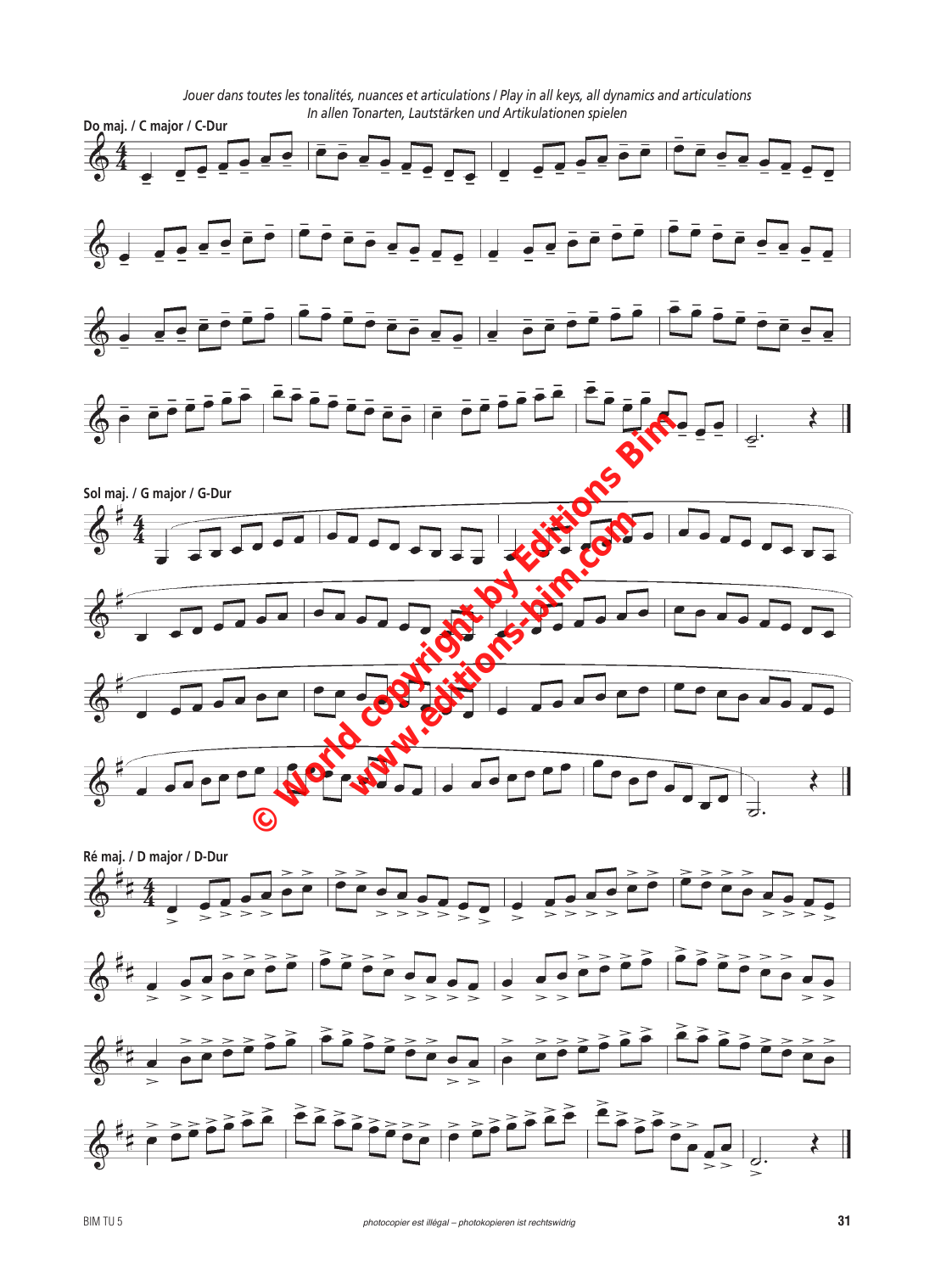*Jouer dans toutes les tonalités, nuances et articulations / Play in all keys, all dynamics and articulations*
*In allen Tonarten, Lautstärken und Artikulationen spielen*

**Do maj. / C major / C-Dur**

**Sol maj. / G major / G-Dur**

**Ré maj. / D major / D-Dur**

*photocopier est illégal – photokopieren ist rechtswidrig*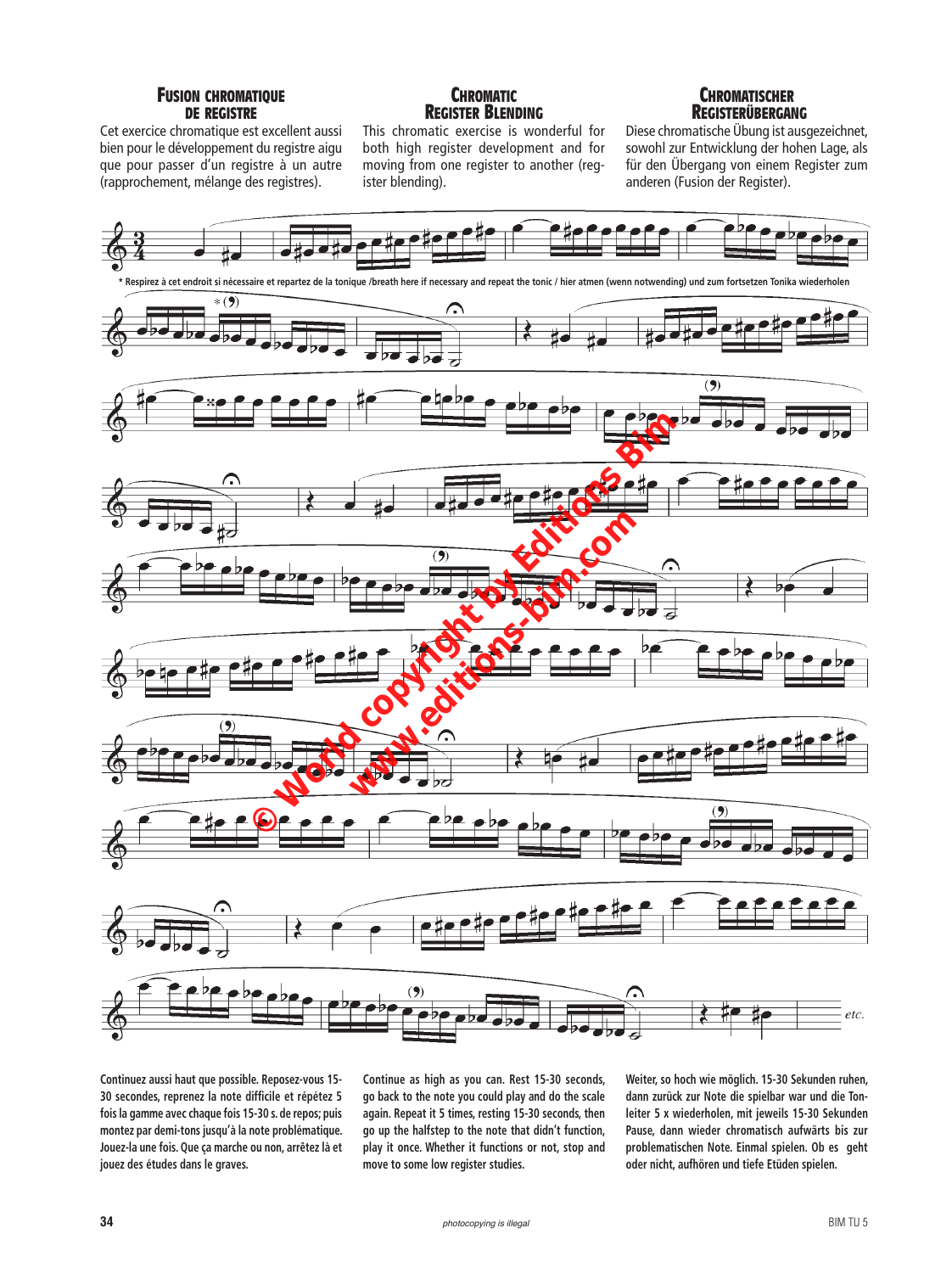### Fusion chromatique de registre

Cet exercice chromatique est excellent aussi bien pour le développement du registre aigu que pour passer d'un registre à un autre (rapprochement, mélange des registres).

### Chromatic Register Blending

This chromatic exercise is wonderful for both high register development and for moving from one register to another (register blending).

### Chromatischer Registerübergang

Diese chromatische Übung ist ausgezeichnet, sowohl zur Entwicklung der hohen Lage, als für den Übergang von einem Register zum anderen (Fusion der Register).

\* Respirez à cet endroit si nécessaire et repartez de la tonique /breath here if necessary and repeat the tonic / hier atmen (wenn notwendig) und zum fortsetzen Tonika wiederholen

etc.

© World copyright by Editions Bim
www.editions-bim.com

**Continuez aussi haut que possible. Reposez-vous 15-30 secondes, reprenez la note difficile et répétez 5 fois la gamme avec chaque fois 15-30 s. de repos; puis montez par demi-tons jusqu'à la note problématique. Jouez-la une fois. Que ça marche ou non, arrêtez là et jouez des études dans le graves.**

**Continue as high as you can. Rest 15-30 seconds, go back to the note you could play and do the scale again. Repeat it 5 times, resting 15-30 seconds, then go up the halfstep to the note that didn't function, play it once. Whether it functions or not, stop and move to some low register studies.**

**Weiter, so hoch wie möglich. 15-30 Sekunden ruhen, dann zurück zur Note die spielbar war und die Tonleiter 5 x wiederholen, mit jeweils 15-30 Sekunden Pause, dann wieder chromatisch aufwärts bis zur problematischen Note. Einmal spielen. Ob es geht oder nicht, aufhören und tiefe Etüden spielen.**

*photocopying is illegal*